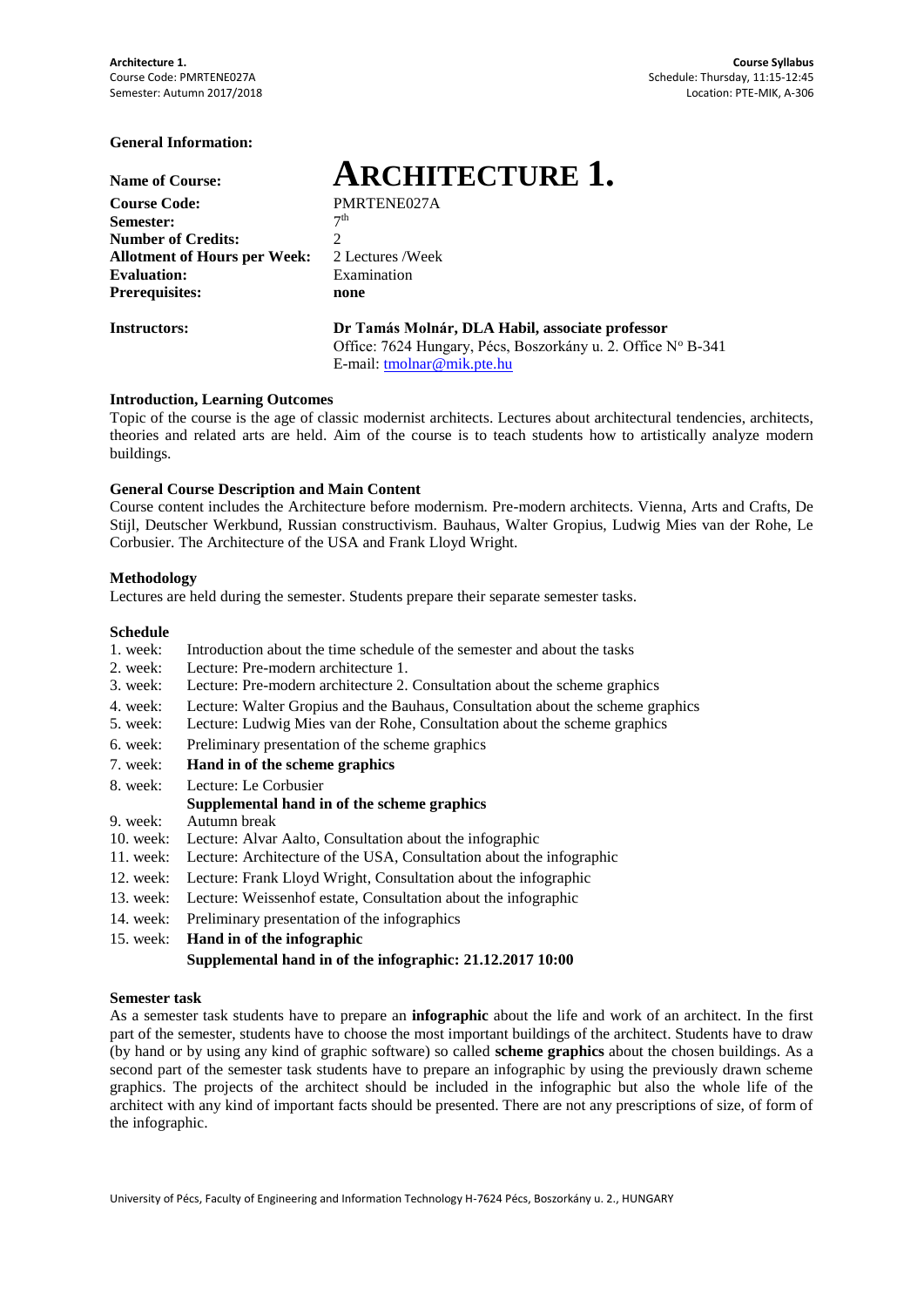## General Information:

| | |
|---|---|
| **Name of Course:** | **ARCHITECTURE 1.** |
| **Course Code:** | PMRTENE027A |
| **Semester:** | 7th |
| **Number of Credits:** | 2 |
| **Allotment of Hours per Week:** | 2 Lectures /Week |
| **Evaluation:** | Examination |
| **Prerequisites:** | **none** |
| **Instructors:** | **Dr Tamás Molnár, DLA Habil, associate professor**<br>Office: 7624 Hungary, Pécs, Boszorkány u. 2. Office Nº B-341<br>E-mail: tmolnar@mik.pte.hu |

### Introduction, Learning Outcomes

Topic of the course is the age of classic modernist architects. Lectures about architectural tendencies, architects, theories and related arts are held. Aim of the course is to teach students how to artistically analyze modern buildings.

### General Course Description and Main Content

Course content includes the Architecture before modernism. Pre-modern architects. Vienna, Arts and Crafts, De Stijl, Deutscher Werkbund, Russian constructivism. Bauhaus, Walter Gropius, Ludwig Mies van der Rohe, Le Corbusier. The Architecture of the USA and Frank Lloyd Wright.

### Methodology

Lectures are held during the semester. Students prepare their separate semester tasks.

### Schedule

| | |
|---|---|
| 1. week: | Introduction about the time schedule of the semester and about the tasks |
| 2. week: | Lecture: Pre-modern architecture 1. |
| 3. week: | Lecture: Pre-modern architecture 2. Consultation about the scheme graphics |
| 4. week: | Lecture: Walter Gropius and the Bauhaus, Consultation about the scheme graphics |
| 5. week: | Lecture: Ludwig Mies van der Rohe, Consultation about the scheme graphics |
| 6. week: | Preliminary presentation of the scheme graphics |
| 7. week: | **Hand in of the scheme graphics** |
| 8. week: | Lecture: Le Corbusier<br>**Supplemental hand in of the scheme graphics** |
| 9. week: | Autumn break |
| 10. week: | Lecture: Alvar Aalto, Consultation about the infographic |
| 11. week: | Lecture: Architecture of the USA, Consultation about the infographic |
| 12. week: | Lecture: Frank Lloyd Wright, Consultation about the infographic |
| 13. week: | Lecture: Weissenhof estate, Consultation about the infographic |
| 14. week: | Preliminary presentation of the infographics |
| 15. week: | **Hand in of the infographic**<br>**Supplemental hand in of the infographic: 21.12.2017 10:00** |

### Semester task

As a semester task students have to prepare an **infographic** about the life and work of an architect. In the first part of the semester, students have to choose the most important buildings of the architect. Students have to draw (by hand or by using any kind of graphic software) so called **scheme graphics** about the chosen buildings. As a second part of the semester task students have to prepare an infographic by using the previously drawn scheme graphics. The projects of the architect should be included in the infographic but also the whole life of the architect with any kind of important facts should be presented. There are not any prescriptions of size, of form of the infographic.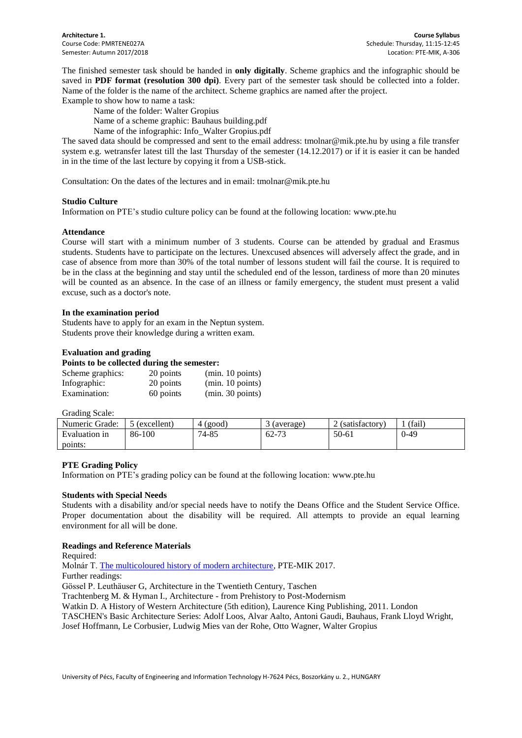The finished semester task should be handed in **only digitally**. Scheme graphics and the infographic should be saved in **PDF format (resolution 300 dpi)**. Every part of the semester task should be collected into a folder. Name of the folder is the name of the architect. Scheme graphics are named after the project.

Example to show how to name a task:

Name of the folder: Walter Gropius

Name of a scheme graphic: Bauhaus building.pdf

Name of the infographic: Info_Walter Gropius.pdf

The saved data should be compressed and sent to the email address: tmolnar@mik.pte.hu by using a file transfer system e.g. wetransfer latest till the last Thursday of the semester (14.12.2017) or if it is easier it can be handed in in the time of the last lecture by copying it from a USB-stick.

Consultation: On the dates of the lectures and in email: tmolnar@mik.pte.hu

**Studio Culture**

Information on PTE's studio culture policy can be found at the following location: www.pte.hu

**Attendance**

Course will start with a minimum number of 3 students. Course can be attended by gradual and Erasmus students. Students have to participate on the lectures. Unexcused absences will adversely affect the grade, and in case of absence from more than 30% of the total number of lessons student will fail the course. It is required to be in the class at the beginning and stay until the scheduled end of the lesson, tardiness of more than 20 minutes will be counted as an absence. In the case of an illness or family emergency, the student must present a valid excuse, such as a doctor's note.

**In the examination period**

Students have to apply for an exam in the Neptun system.

Students prove their knowledge during a written exam.

**Evaluation and grading**

**Points to be collected during the semester:**

| | | |
|---|---|---|
| Scheme graphics: | 20 points | (min. 10 points) |
| Infographic: | 20 points | (min. 10 points) |
| Examination: | 60 points | (min. 30 points) |

Grading Scale:

| Numeric Grade: | 5 (excellent) | 4 (good) | 3 (average) | 2 (satisfactory) | 1 (fail) |
|---|---|---|---|---|---|
| Evaluation in points: | 86-100 | 74-85 | 62-73 | 50-61 | 0-49 |

**PTE Grading Policy**

Information on PTE's grading policy can be found at the following location: www.pte.hu

**Students with Special Needs**

Students with a disability and/or special needs have to notify the Deans Office and the Student Service Office. Proper documentation about the disability will be required. All attempts to provide an equal learning environment for all will be done.

**Readings and Reference Materials**

Required:

Molnár T. The multicoloured history of modern architecture, PTE-MIK 2017.

Further readings:

Gössel P. Leuthäuser G, Architecture in the Twentieth Century, Taschen

Trachtenberg M. & Hyman I., Architecture - from Prehistory to Post-Modernism

Watkin D. A History of Western Architecture (5th edition), Laurence King Publishing, 2011. London

TASCHEN's Basic Architecture Series: Adolf Loos, Alvar Aalto, Antoni Gaudi, Bauhaus, Frank Lloyd Wright, Josef Hoffmann, Le Corbusier, Ludwig Mies van der Rohe, Otto Wagner, Walter Gropius